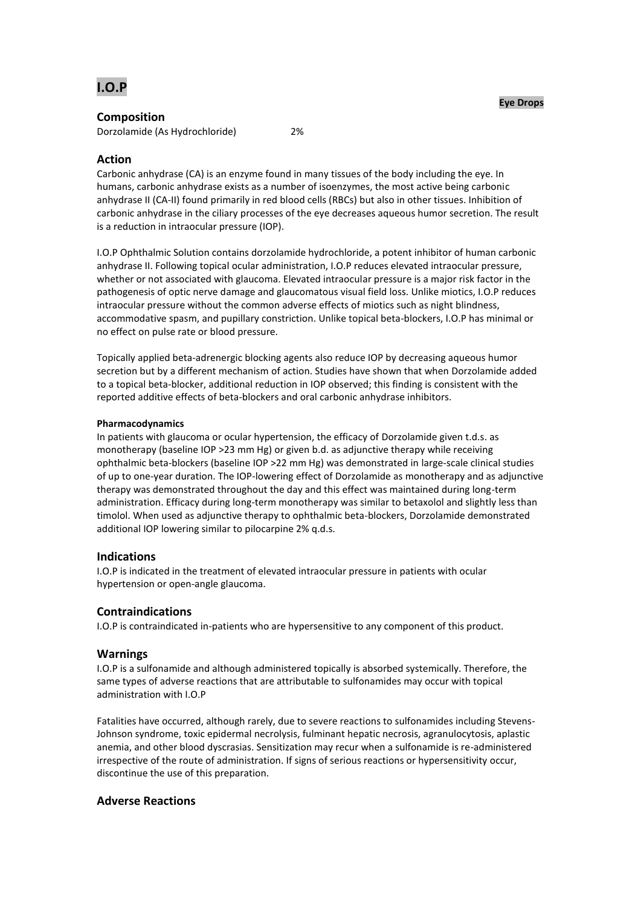# I.O.P

**Eye Drops**

## Composition

Dorzolamide (As Hydrochloride) 2%

## Action

Carbonic anhydrase (CA) is an enzyme found in many tissues of the body including the eye. In humans, carbonic anhydrase exists as a number of isoenzymes, the most active being carbonic anhydrase II (CA-II) found primarily in red blood cells (RBCs) but also in other tissues. Inhibition of carbonic anhydrase in the ciliary processes of the eye decreases aqueous humor secretion. The result is a reduction in intraocular pressure (IOP).

I.O.P Ophthalmic Solution contains dorzolamide hydrochloride, a potent inhibitor of human carbonic anhydrase II. Following topical ocular administration, I.O.P reduces elevated intraocular pressure, whether or not associated with glaucoma. Elevated intraocular pressure is a major risk factor in the pathogenesis of optic nerve damage and glaucomatous visual field loss. Unlike miotics, I.O.P reduces intraocular pressure without the common adverse effects of miotics such as night blindness, accommodative spasm, and pupillary constriction. Unlike topical beta-blockers, I.O.P has minimal or no effect on pulse rate or blood pressure.

Topically applied beta-adrenergic blocking agents also reduce IOP by decreasing aqueous humor secretion but by a different mechanism of action. Studies have shown that when Dorzolamide added to a topical beta-blocker, additional reduction in IOP observed; this finding is consistent with the reported additive effects of beta-blockers and oral carbonic anhydrase inhibitors.

#### Pharmacodynamics

In patients with glaucoma or ocular hypertension, the efficacy of Dorzolamide given t.d.s. as monotherapy (baseline IOP >23 mm Hg) or given b.d. as adjunctive therapy while receiving ophthalmic beta-blockers (baseline IOP >22 mm Hg) was demonstrated in large-scale clinical studies of up to one-year duration. The IOP-lowering effect of Dorzolamide as monotherapy and as adjunctive therapy was demonstrated throughout the day and this effect was maintained during long-term administration. Efficacy during long-term monotherapy was similar to betaxolol and slightly less than timolol. When used as adjunctive therapy to ophthalmic beta-blockers, Dorzolamide demonstrated additional IOP lowering similar to pilocarpine 2% q.d.s.

## Indications

I.O.P is indicated in the treatment of elevated intraocular pressure in patients with ocular hypertension or open-angle glaucoma.

## Contraindications

I.O.P is contraindicated in-patients who are hypersensitive to any component of this product.

## Warnings

I.O.P is a sulfonamide and although administered topically is absorbed systemically. Therefore, the same types of adverse reactions that are attributable to sulfonamides may occur with topical administration with I.O.P

Fatalities have occurred, although rarely, due to severe reactions to sulfonamides including Stevens-Johnson syndrome, toxic epidermal necrolysis, fulminant hepatic necrosis, agranulocytosis, aplastic anemia, and other blood dyscrasias. Sensitization may recur when a sulfonamide is re-administered irrespective of the route of administration. If signs of serious reactions or hypersensitivity occur, discontinue the use of this preparation.

## Adverse Reactions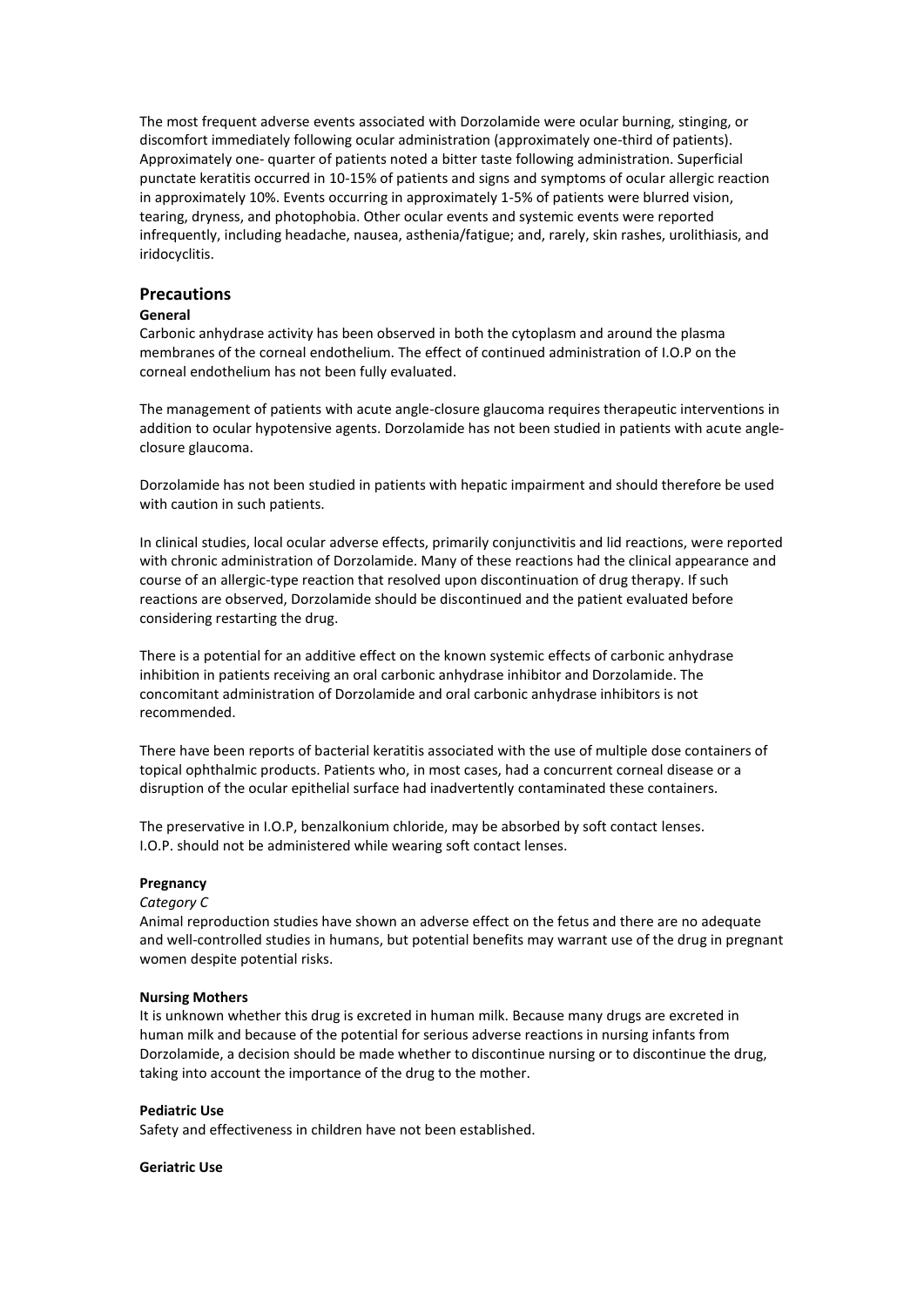The most frequent adverse events associated with Dorzolamide were ocular burning, stinging, or discomfort immediately following ocular administration (approximately one-third of patients). Approximately one- quarter of patients noted a bitter taste following administration. Superficial punctate keratitis occurred in 10-15% of patients and signs and symptoms of ocular allergic reaction in approximately 10%. Events occurring in approximately 1-5% of patients were blurred vision, tearing, dryness, and photophobia. Other ocular events and systemic events were reported infrequently, including headache, nausea, asthenia/fatigue; and, rarely, skin rashes, urolithiasis, and iridocyclitis.

## Precautions

### General

Carbonic anhydrase activity has been observed in both the cytoplasm and around the plasma membranes of the corneal endothelium. The effect of continued administration of I.O.P on the corneal endothelium has not been fully evaluated.

The management of patients with acute angle-closure glaucoma requires therapeutic interventions in addition to ocular hypotensive agents. Dorzolamide has not been studied in patients with acute angle-closure glaucoma.

Dorzolamide has not been studied in patients with hepatic impairment and should therefore be used with caution in such patients.

In clinical studies, local ocular adverse effects, primarily conjunctivitis and lid reactions, were reported with chronic administration of Dorzolamide. Many of these reactions had the clinical appearance and course of an allergic-type reaction that resolved upon discontinuation of drug therapy. If such reactions are observed, Dorzolamide should be discontinued and the patient evaluated before considering restarting the drug.

There is a potential for an additive effect on the known systemic effects of carbonic anhydrase inhibition in patients receiving an oral carbonic anhydrase inhibitor and Dorzolamide. The concomitant administration of Dorzolamide and oral carbonic anhydrase inhibitors is not recommended.

There have been reports of bacterial keratitis associated with the use of multiple dose containers of topical ophthalmic products. Patients who, in most cases, had a concurrent corneal disease or a disruption of the ocular epithelial surface had inadvertently contaminated these containers.

The preservative in I.O.P, benzalkonium chloride, may be absorbed by soft contact lenses. I.O.P. should not be administered while wearing soft contact lenses.

### Pregnancy

*Category C*

Animal reproduction studies have shown an adverse effect on the fetus and there are no adequate and well-controlled studies in humans, but potential benefits may warrant use of the drug in pregnant women despite potential risks.

### Nursing Mothers

It is unknown whether this drug is excreted in human milk. Because many drugs are excreted in human milk and because of the potential for serious adverse reactions in nursing infants from Dorzolamide, a decision should be made whether to discontinue nursing or to discontinue the drug, taking into account the importance of the drug to the mother.

### Pediatric Use

Safety and effectiveness in children have not been established.

### Geriatric Use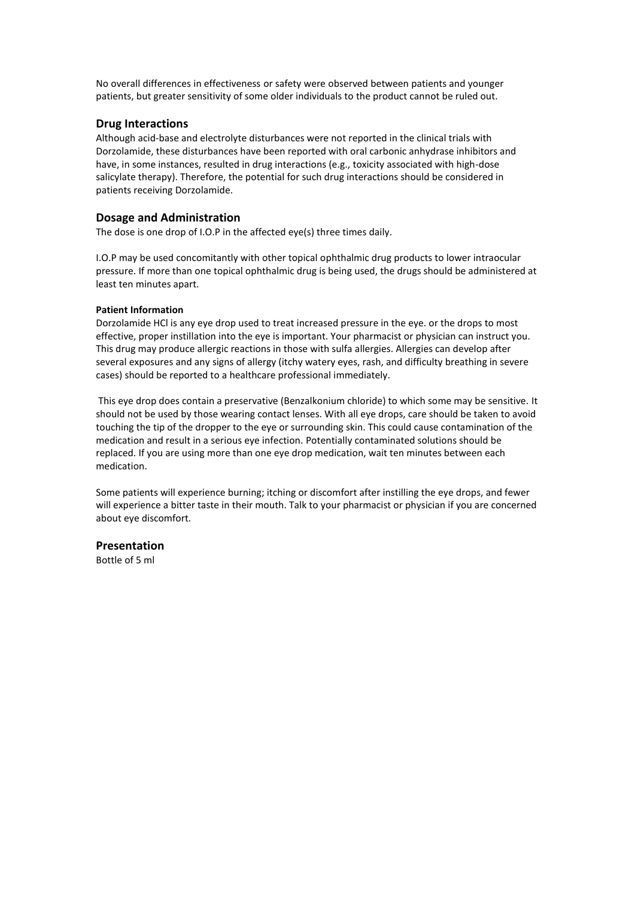No overall differences in effectiveness or safety were observed between patients and younger patients, but greater sensitivity of some older individuals to the product cannot be ruled out.

## Drug Interactions

Although acid-base and electrolyte disturbances were not reported in the clinical trials with Dorzolamide, these disturbances have been reported with oral carbonic anhydrase inhibitors and have, in some instances, resulted in drug interactions (e.g., toxicity associated with high-dose salicylate therapy). Therefore, the potential for such drug interactions should be considered in patients receiving Dorzolamide.

## Dosage and Administration

The dose is one drop of I.O.P in the affected eye(s) three times daily.

I.O.P may be used concomitantly with other topical ophthalmic drug products to lower intraocular pressure. If more than one topical ophthalmic drug is being used, the drugs should be administered at least ten minutes apart.

#### Patient Information

Dorzolamide HCl is any eye drop used to treat increased pressure in the eye. or the drops to most effective, proper instillation into the eye is important. Your pharmacist or physician can instruct you. This drug may produce allergic reactions in those with sulfa allergies. Allergies can develop after several exposures and any signs of allergy (itchy watery eyes, rash, and difficulty breathing in severe cases) should be reported to a healthcare professional immediately.

This eye drop does contain a preservative (Benzalkonium chloride) to which some may be sensitive. It should not be used by those wearing contact lenses. With all eye drops, care should be taken to avoid touching the tip of the dropper to the eye or surrounding skin. This could cause contamination of the medication and result in a serious eye infection. Potentially contaminated solutions should be replaced. If you are using more than one eye drop medication, wait ten minutes between each medication.

Some patients will experience burning; itching or discomfort after instilling the eye drops, and fewer will experience a bitter taste in their mouth. Talk to your pharmacist or physician if you are concerned about eye discomfort.

## Presentation

Bottle of 5 ml